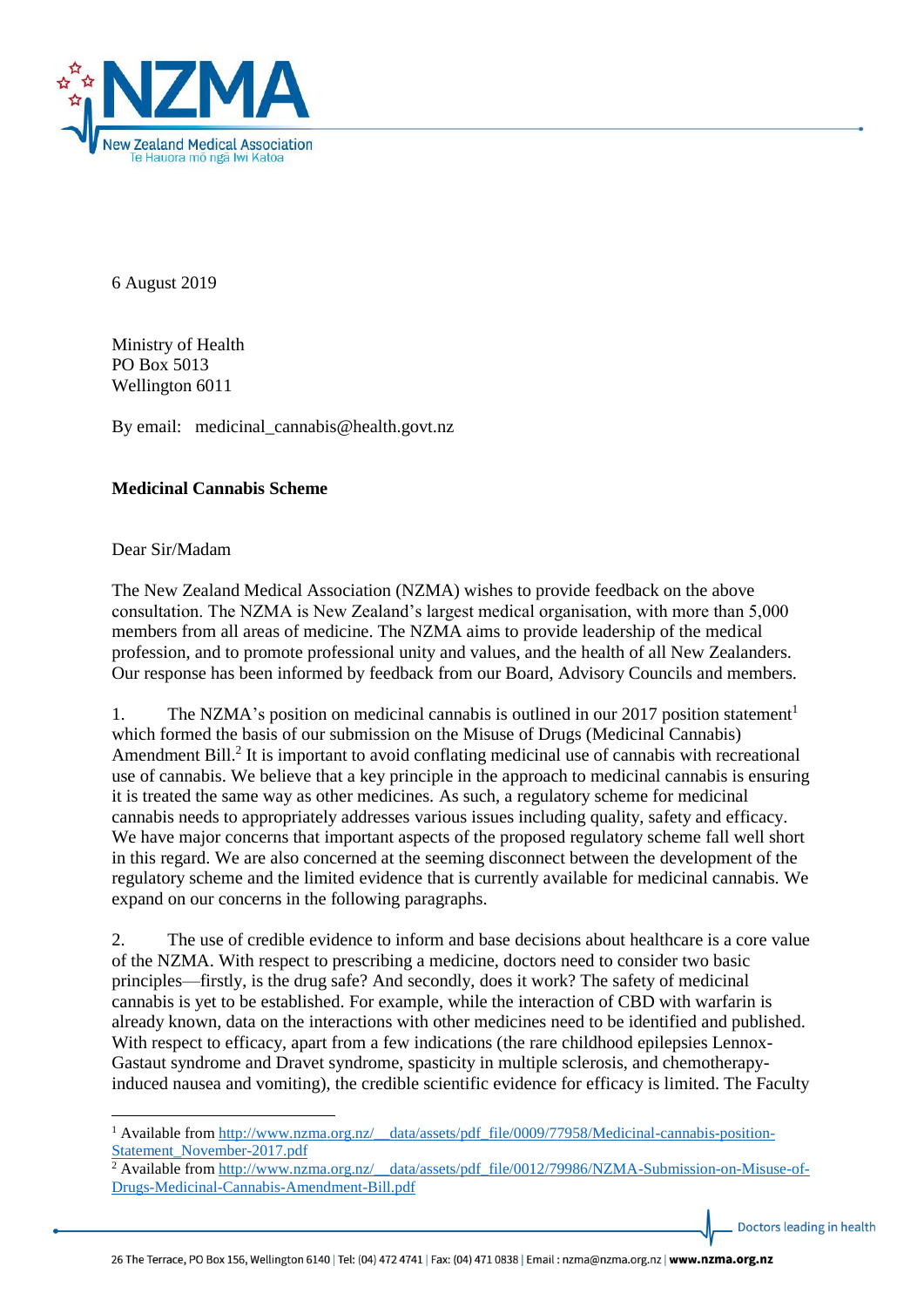6 August 2019

Ministry of Health
PO Box 5013
Wellington 6011

By email: medicinal_cannabis@health.govt.nz

**Medicinal Cannabis Scheme**

Dear Sir/Madam

The New Zealand Medical Association (NZMA) wishes to provide feedback on the above consultation. The NZMA is New Zealand's largest medical organisation, with more than 5,000 members from all areas of medicine. The NZMA aims to provide leadership of the medical profession, and to promote professional unity and values, and the health of all New Zealanders. Our response has been informed by feedback from our Board, Advisory Councils and members.

1. The NZMA's position on medicinal cannabis is outlined in our 2017 position statement[1] which formed the basis of our submission on the Misuse of Drugs (Medicinal Cannabis) Amendment Bill.[2] It is important to avoid conflating medicinal use of cannabis with recreational use of cannabis. We believe that a key principle in the approach to medicinal cannabis is ensuring it is treated the same way as other medicines. As such, a regulatory scheme for medicinal cannabis needs to appropriately addresses various issues including quality, safety and efficacy. We have major concerns that important aspects of the proposed regulatory scheme fall well short in this regard. We are also concerned at the seeming disconnect between the development of the regulatory scheme and the limited evidence that is currently available for medicinal cannabis. We expand on our concerns in the following paragraphs.

2. The use of credible evidence to inform and base decisions about healthcare is a core value of the NZMA. With respect to prescribing a medicine, doctors need to consider two basic principles—firstly, is the drug safe? And secondly, does it work? The safety of medicinal cannabis is yet to be established. For example, while the interaction of CBD with warfarin is already known, data on the interactions with other medicines need to be identified and published. With respect to efficacy, apart from a few indications (the rare childhood epilepsies Lennox-Gastaut syndrome and Dravet syndrome, spasticity in multiple sclerosis, and chemotherapy-induced nausea and vomiting), the credible scientific evidence for efficacy is limited. The Faculty

[1] Available from http://www.nzma.org.nz/__data/assets/pdf_file/0009/77958/Medicinal-cannabis-position-Statement_November-2017.pdf

[2] Available from http://www.nzma.org.nz/__data/assets/pdf_file/0012/79986/NZMA-Submission-on-Misuse-of-Drugs-Medicinal-Cannabis-Amendment-Bill.pdf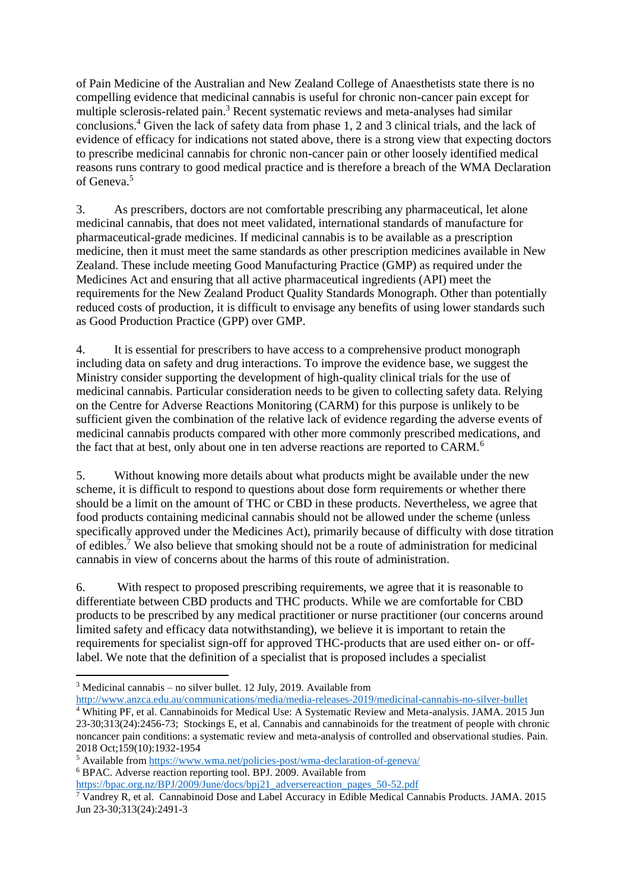of Pain Medicine of the Australian and New Zealand College of Anaesthetists state there is no compelling evidence that medicinal cannabis is useful for chronic non-cancer pain except for multiple sclerosis-related pain.[3] Recent systematic reviews and meta-analyses had similar conclusions.[4] Given the lack of safety data from phase 1, 2 and 3 clinical trials, and the lack of evidence of efficacy for indications not stated above, there is a strong view that expecting doctors to prescribe medicinal cannabis for chronic non-cancer pain or other loosely identified medical reasons runs contrary to good medical practice and is therefore a breach of the WMA Declaration of Geneva.[5]

3. As prescribers, doctors are not comfortable prescribing any pharmaceutical, let alone medicinal cannabis, that does not meet validated, international standards of manufacture for pharmaceutical-grade medicines. If medicinal cannabis is to be available as a prescription medicine, then it must meet the same standards as other prescription medicines available in New Zealand. These include meeting Good Manufacturing Practice (GMP) as required under the Medicines Act and ensuring that all active pharmaceutical ingredients (API) meet the requirements for the New Zealand Product Quality Standards Monograph. Other than potentially reduced costs of production, it is difficult to envisage any benefits of using lower standards such as Good Production Practice (GPP) over GMP.

4. It is essential for prescribers to have access to a comprehensive product monograph including data on safety and drug interactions. To improve the evidence base, we suggest the Ministry consider supporting the development of high-quality clinical trials for the use of medicinal cannabis. Particular consideration needs to be given to collecting safety data. Relying on the Centre for Adverse Reactions Monitoring (CARM) for this purpose is unlikely to be sufficient given the combination of the relative lack of evidence regarding the adverse events of medicinal cannabis products compared with other more commonly prescribed medications, and the fact that at best, only about one in ten adverse reactions are reported to CARM.[6]

5. Without knowing more details about what products might be available under the new scheme, it is difficult to respond to questions about dose form requirements or whether there should be a limit on the amount of THC or CBD in these products. Nevertheless, we agree that food products containing medicinal cannabis should not be allowed under the scheme (unless specifically approved under the Medicines Act), primarily because of difficulty with dose titration of edibles.[7] We also believe that smoking should not be a route of administration for medicinal cannabis in view of concerns about the harms of this route of administration.

6. With respect to proposed prescribing requirements, we agree that it is reasonable to differentiate between CBD products and THC products. While we are comfortable for CBD products to be prescribed by any medical practitioner or nurse practitioner (our concerns around limited safety and efficacy data notwithstanding), we believe it is important to retain the requirements for specialist sign-off for approved THC-products that are used either on- or off-label. We note that the definition of a specialist that is proposed includes a specialist

---

[3] Medicinal cannabis – no silver bullet. 12 July, 2019. Available from http://www.anzca.edu.au/communications/media/media-releases-2019/medicinal-cannabis-no-silver-bullet

[4] Whiting PF, et al. Cannabinoids for Medical Use: A Systematic Review and Meta-analysis. JAMA. 2015 Jun 23-30;313(24):2456-73; Stockings E, et al. Cannabis and cannabinoids for the treatment of people with chronic noncancer pain conditions: a systematic review and meta-analysis of controlled and observational studies. Pain. 2018 Oct;159(10):1932-1954

[5] Available from https://www.wma.net/policies-post/wma-declaration-of-geneva/

[6] BPAC. Adverse reaction reporting tool. BPJ. 2009. Available from https://bpac.org.nz/BPJ/2009/June/docs/bpj21_adversereaction_pages_50-52.pdf

[7] Vandrey R, et al. Cannabinoid Dose and Label Accuracy in Edible Medical Cannabis Products. JAMA. 2015 Jun 23-30;313(24):2491-3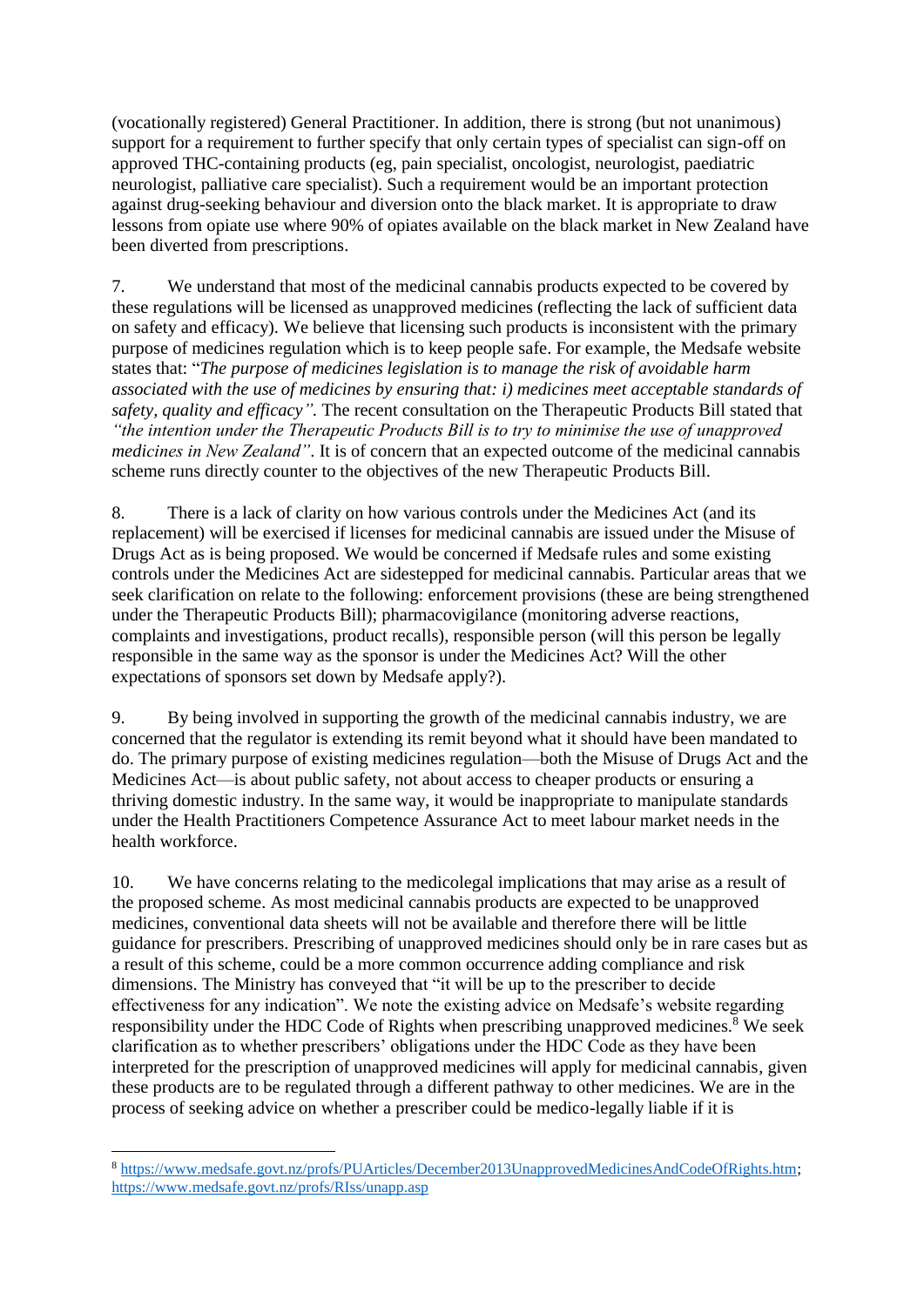(vocationally registered) General Practitioner. In addition, there is strong (but not unanimous) support for a requirement to further specify that only certain types of specialist can sign-off on approved THC-containing products (eg, pain specialist, oncologist, neurologist, paediatric neurologist, palliative care specialist). Such a requirement would be an important protection against drug-seeking behaviour and diversion onto the black market. It is appropriate to draw lessons from opiate use where 90% of opiates available on the black market in New Zealand have been diverted from prescriptions.

7. We understand that most of the medicinal cannabis products expected to be covered by these regulations will be licensed as unapproved medicines (reflecting the lack of sufficient data on safety and efficacy). We believe that licensing such products is inconsistent with the primary purpose of medicines regulation which is to keep people safe. For example, the Medsafe website states that: "*The purpose of medicines legislation is to manage the risk of avoidable harm associated with the use of medicines by ensuring that: i) medicines meet acceptable standards of safety, quality and efficacy".* The recent consultation on the Therapeutic Products Bill stated that *"the intention under the Therapeutic Products Bill is to try to minimise the use of unapproved medicines in New Zealand"*. It is of concern that an expected outcome of the medicinal cannabis scheme runs directly counter to the objectives of the new Therapeutic Products Bill.

8. There is a lack of clarity on how various controls under the Medicines Act (and its replacement) will be exercised if licenses for medicinal cannabis are issued under the Misuse of Drugs Act as is being proposed. We would be concerned if Medsafe rules and some existing controls under the Medicines Act are sidestepped for medicinal cannabis. Particular areas that we seek clarification on relate to the following: enforcement provisions (these are being strengthened under the Therapeutic Products Bill); pharmacovigilance (monitoring adverse reactions, complaints and investigations, product recalls), responsible person (will this person be legally responsible in the same way as the sponsor is under the Medicines Act? Will the other expectations of sponsors set down by Medsafe apply?).

9. By being involved in supporting the growth of the medicinal cannabis industry, we are concerned that the regulator is extending its remit beyond what it should have been mandated to do. The primary purpose of existing medicines regulation—both the Misuse of Drugs Act and the Medicines Act—is about public safety, not about access to cheaper products or ensuring a thriving domestic industry. In the same way, it would be inappropriate to manipulate standards under the Health Practitioners Competence Assurance Act to meet labour market needs in the health workforce.

10. We have concerns relating to the medicolegal implications that may arise as a result of the proposed scheme. As most medicinal cannabis products are expected to be unapproved medicines, conventional data sheets will not be available and therefore there will be little guidance for prescribers. Prescribing of unapproved medicines should only be in rare cases but as a result of this scheme, could be a more common occurrence adding compliance and risk dimensions. The Ministry has conveyed that "it will be up to the prescriber to decide effectiveness for any indication". We note the existing advice on Medsafe's website regarding responsibility under the HDC Code of Rights when prescribing unapproved medicines.[8] We seek clarification as to whether prescribers' obligations under the HDC Code as they have been interpreted for the prescription of unapproved medicines will apply for medicinal cannabis, given these products are to be regulated through a different pathway to other medicines. We are in the process of seeking advice on whether a prescriber could be medico-legally liable if it is

---

[8] https://www.medsafe.govt.nz/profs/PUArticles/December2013UnapprovedMedicinesAndCodeOfRights.htm; https://www.medsafe.govt.nz/profs/RIss/unapp.asp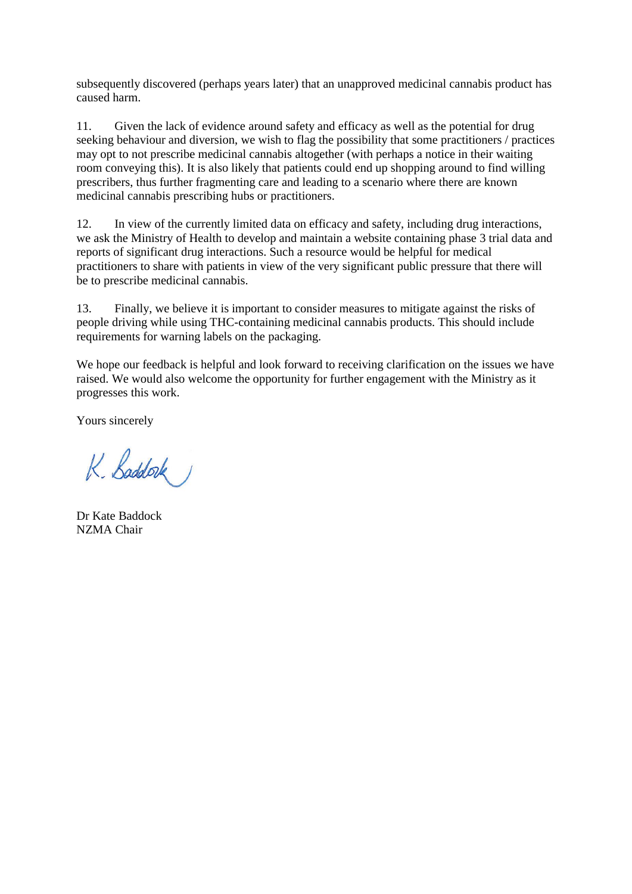subsequently discovered (perhaps years later) that an unapproved medicinal cannabis product has caused harm.

11. Given the lack of evidence around safety and efficacy as well as the potential for drug seeking behaviour and diversion, we wish to flag the possibility that some practitioners / practices may opt to not prescribe medicinal cannabis altogether (with perhaps a notice in their waiting room conveying this). It is also likely that patients could end up shopping around to find willing prescribers, thus further fragmenting care and leading to a scenario where there are known medicinal cannabis prescribing hubs or practitioners.

12. In view of the currently limited data on efficacy and safety, including drug interactions, we ask the Ministry of Health to develop and maintain a website containing phase 3 trial data and reports of significant drug interactions. Such a resource would be helpful for medical practitioners to share with patients in view of the very significant public pressure that there will be to prescribe medicinal cannabis.

13. Finally, we believe it is important to consider measures to mitigate against the risks of people driving while using THC-containing medicinal cannabis products. This should include requirements for warning labels on the packaging.

We hope our feedback is helpful and look forward to receiving clarification on the issues we have raised. We would also welcome the opportunity for further engagement with the Ministry as it progresses this work.

Yours sincerely

K. Baddock

Dr Kate Baddock
NZMA Chair